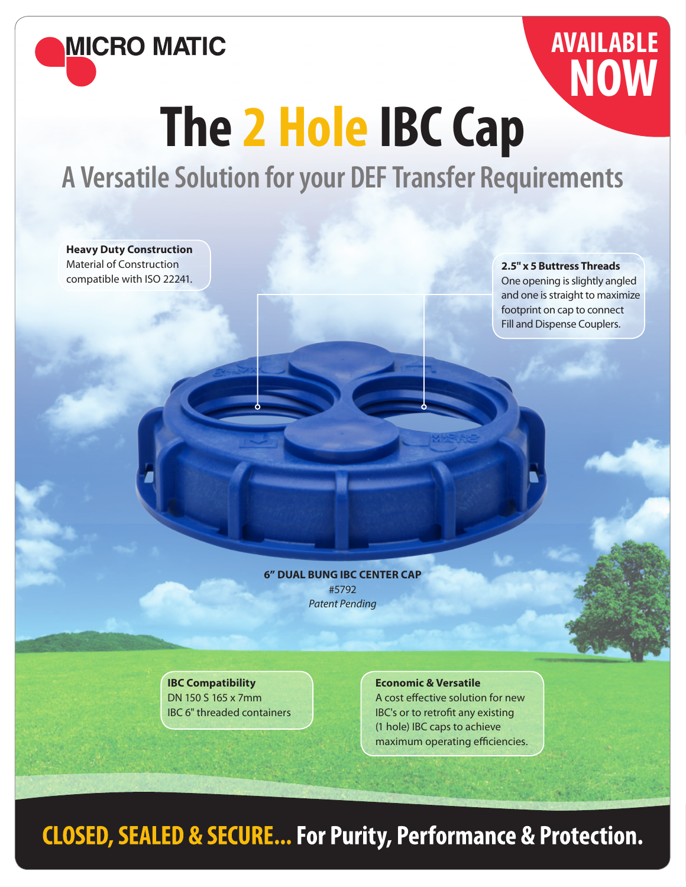MICRO MATIC

**AVAILABLE NOW**

# The 2 Hole IBC Cap

## A Versatile Solution for your DEF Transfer Requirements

**Heavy Duty Construction**
Material of Construction compatible with ISO 22241.

**2.5" x 5 Buttress Threads**
One opening is slightly angled and one is straight to maximize footprint on cap to connect Fill and Dispense Couplers.

**6" DUAL BUNG IBC CENTER CAP**
#5792
*Patent Pending*

**IBC Compatibility**
DN 150 S 165 x 7mm
IBC 6" threaded containers

**Economic & Versatile**
A cost effective solution for new IBC's or to retrofit any existing (1 hole) IBC caps to achieve maximum operating efficiencies.

**CLOSED, SEALED & SECURE... For Purity, Performance & Protection.**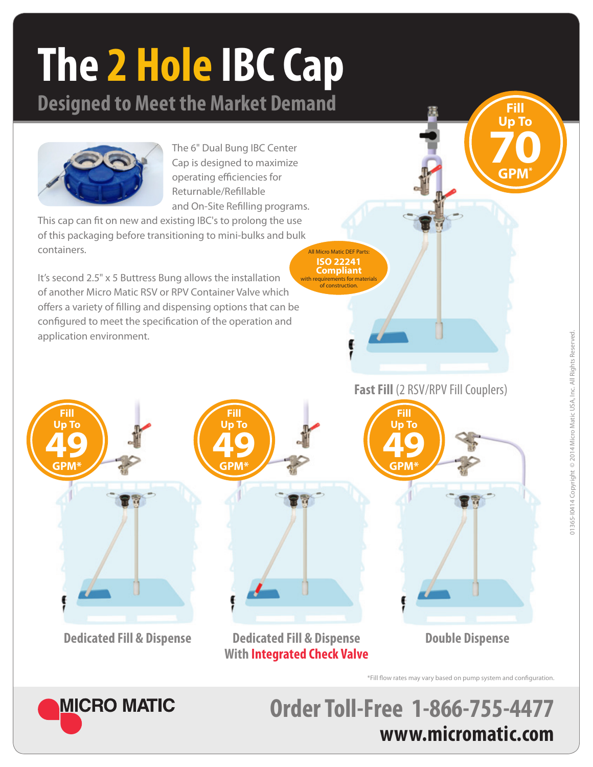# The 2 Hole IBC Cap

## Designed to Meet the Market Demand

The 6" Dual Bung IBC Center Cap is designed to maximize operating efficiencies for Returnable/Refillable and On-Site Refilling programs. This cap can fit on new and existing IBC's to prolong the use of this packaging before transitioning to mini-bulks and bulk containers.

It's second 2.5" x 5 Buttress Bung allows the installation of another Micro Matic RSV or RPV Container Valve which offers a variety of filling and dispensing options that can be configured to meet the specification of the operation and application environment.

All Micro Matic DEF Parts: **ISO 22241 Compliant** with requirements for materials of construction.

Fill Up To **70** GPM*

**Fast Fill** (2 RSV/RPV Fill Couplers)

Fill Up To **49** GPM*

**Dedicated Fill & Dispense**

Fill Up To **49** GPM*

**Dedicated Fill & Dispense With Integrated Check Valve**

Fill Up To **49** GPM*

**Double Dispense**

*Fill flow rates may vary based on pump system and configuration.

01365-I0414 Copyright © 2014 Micro Matic USA, Inc. All Rights Reserved.

MICRO MATIC

**Order Toll-Free 1-866-755-4477**

**www.micromatic.com**